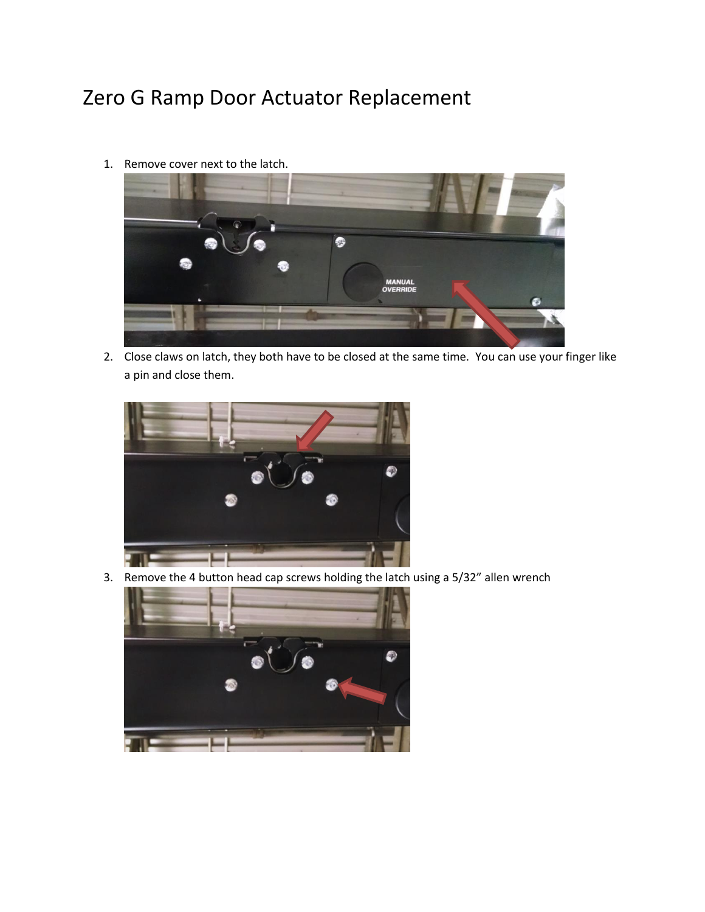# Zero G Ramp Door Actuator Replacement

1. Remove cover next to the latch.
2. Close claws on latch, they both have to be closed at the same time. You can use your finger like a pin and close them.
3. Remove the 4 button head cap screws holding the latch using a 5/32" allen wrench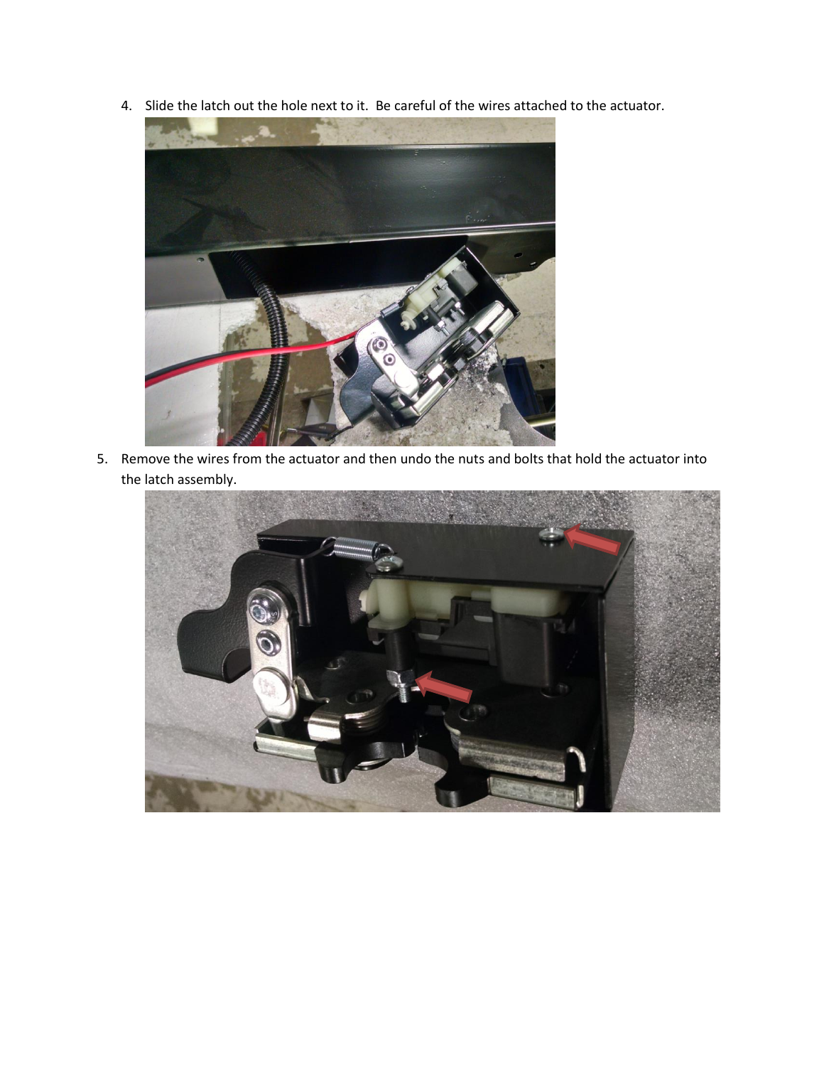4. Slide the latch out the hole next to it. Be careful of the wires attached to the actuator.

5. Remove the wires from the actuator and then undo the nuts and bolts that hold the actuator into the latch assembly.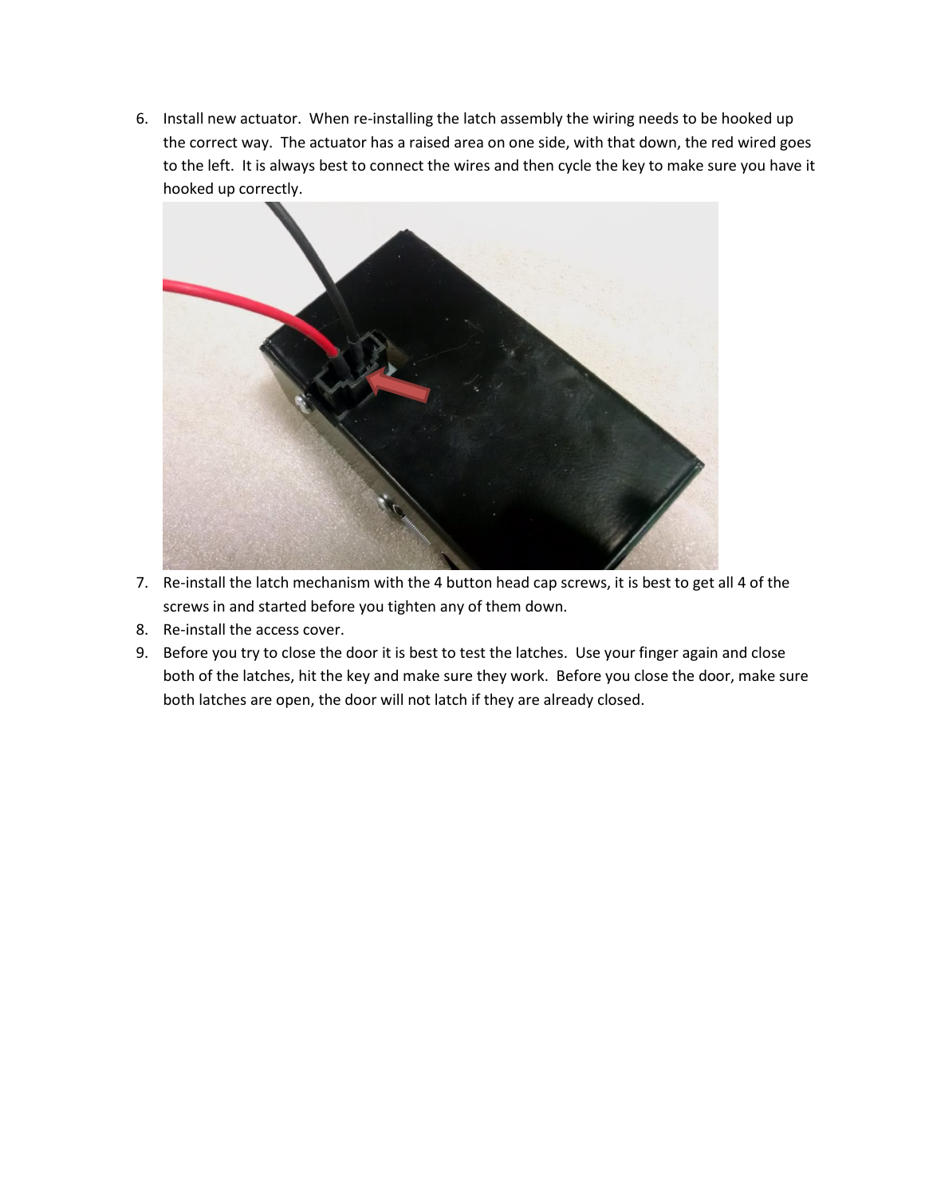6. Install new actuator. When re-installing the latch assembly the wiring needs to be hooked up the correct way. The actuator has a raised area on one side, with that down, the red wired goes to the left. It is always best to connect the wires and then cycle the key to make sure you have it hooked up correctly.
7. Re-install the latch mechanism with the 4 button head cap screws, it is best to get all 4 of the screws in and started before you tighten any of them down.
8. Re-install the access cover.
9. Before you try to close the door it is best to test the latches. Use your finger again and close both of the latches, hit the key and make sure they work. Before you close the door, make sure both latches are open, the door will not latch if they are already closed.